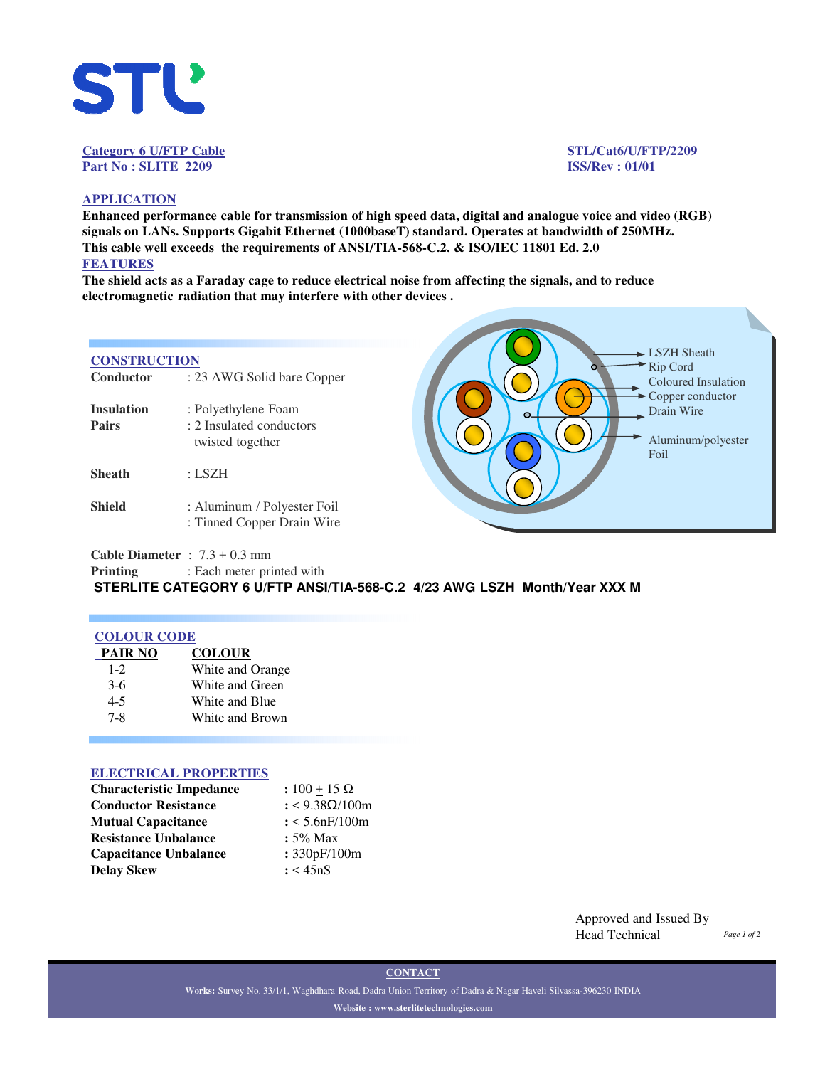STL

**Category 6 U/FTP Cable**
**Part No : SLITE 2209**

**STL/Cat6/U/FTP/2209**
**ISS/Rev : 01/01**

## APPLICATION

**Enhanced performance cable for transmission of high speed data, digital and analogue voice and video (RGB) signals on LANs. Supports Gigabit Ethernet (1000baseT) standard. Operates at bandwidth of 250MHz. This cable well exceeds the requirements of ANSI/TIA-568-C.2. & ISO/IEC 11801 Ed. 2.0**

## FEATURES

**The shield acts as a Faraday cage to reduce electrical noise from affecting the signals, and to reduce electromagnetic radiation that may interfere with other devices .**

## CONSTRUCTION

| | |
|---|---|
| **Conductor** | : 23 AWG Solid bare Copper |
| **Insulation** | : Polyethylene Foam |
| **Pairs** | : 2 Insulated conductors twisted together |
| **Sheath** | : LSZH |
| **Shield** | : Aluminum / Polyester Foil<br>: Tinned Copper Drain Wire |

LSZH Sheath
Rip Cord
Coloured Insulation
Copper conductor
Drain Wire
Aluminum/polyester Foil

**Cable Diameter** : 7.3 ± 0.3 mm
**Printing** : Each meter printed with
**STERLITE CATEGORY 6 U/FTP ANSI/TIA-568-C.2 4/23 AWG LSZH Month/Year XXX M**

## COLOUR CODE

| PAIR NO | COLOUR |
|---|---|
| 1-2 | White and Orange |
| 3-6 | White and Green |
| 4-5 | White and Blue |
| 7-8 | White and Brown |

## ELECTRICAL PROPERTIES

| | |
|---|---|
| **Characteristic Impedance** | : 100 ± 15 Ω |
| **Conductor Resistance** | : ≤ 9.38Ω/100m |
| **Mutual Capacitance** | : < 5.6nF/100m |
| **Resistance Unbalance** | : 5% Max |
| **Capacitance Unbalance** | : 330pF/100m |
| **Delay Skew** | : < 45nS |

Approved and Issued By
Head Technical

**CONTACT**

**Works:** Survey No. 33/1/1, Waghdhara Road, Dadra Union Territory of Dadra & Nagar Haveli Silvassa-396230 INDIA

**Website : www.sterlitetechnologies.com**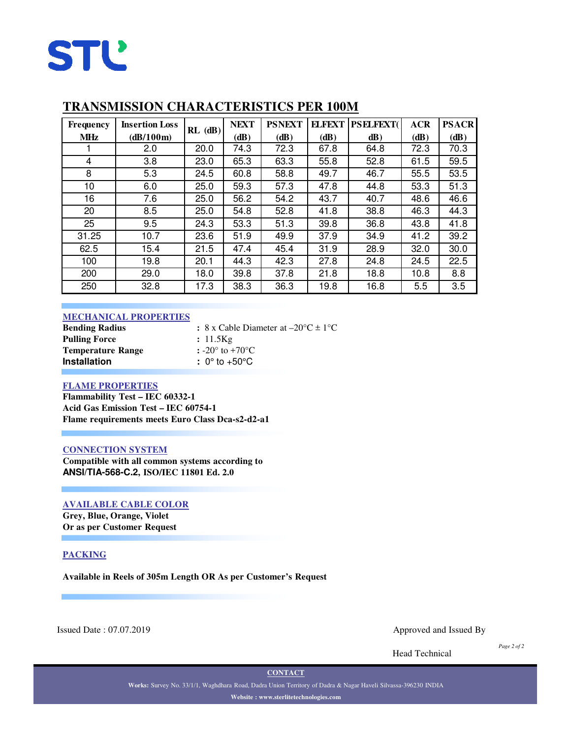## TRANSMISSION CHARACTERISTICS PER 100M

| Frequency MHz | Insertion Loss (dB/100m) | RL (dB) | NEXT (dB) | PSNEXT (dB) | ELFEXT (dB) | PSELFEXT(dB) | ACR (dB) | PSACR (dB) |
|---|---|---|---|---|---|---|---|---|
| 1 | 2.0 | 20.0 | 74.3 | 72.3 | 67.8 | 64.8 | 72.3 | 70.3 |
| 4 | 3.8 | 23.0 | 65.3 | 63.3 | 55.8 | 52.8 | 61.5 | 59.5 |
| 8 | 5.3 | 24.5 | 60.8 | 58.8 | 49.7 | 46.7 | 55.5 | 53.5 |
| 10 | 6.0 | 25.0 | 59.3 | 57.3 | 47.8 | 44.8 | 53.3 | 51.3 |
| 16 | 7.6 | 25.0 | 56.2 | 54.2 | 43.7 | 40.7 | 48.6 | 46.6 |
| 20 | 8.5 | 25.0 | 54.8 | 52.8 | 41.8 | 38.8 | 46.3 | 44.3 |
| 25 | 9.5 | 24.3 | 53.3 | 51.3 | 39.8 | 36.8 | 43.8 | 41.8 |
| 31.25 | 10.7 | 23.6 | 51.9 | 49.9 | 37.9 | 34.9 | 41.2 | 39.2 |
| 62.5 | 15.4 | 21.5 | 47.4 | 45.4 | 31.9 | 28.9 | 32.0 | 30.0 |
| 100 | 19.8 | 20.1 | 44.3 | 42.3 | 27.8 | 24.8 | 24.5 | 22.5 |
| 200 | 29.0 | 18.0 | 39.8 | 37.8 | 21.8 | 18.8 | 10.8 | 8.8 |
| 250 | 32.8 | 17.3 | 38.3 | 36.3 | 19.8 | 16.8 | 5.5 | 3.5 |

### MECHANICAL PROPERTIES

**Bending Radius** : 8 x Cable Diameter at –20°C ± 1°C
**Pulling Force** : 11.5Kg
**Temperature Range** : -20° to +70°C
**Installation** : 0° to +50°C

### FLAME PROPERTIES

**Flammability Test – IEC 60332-1**
**Acid Gas Emission Test – IEC 60754-1**
**Flame requirements meets Euro Class Dca-s2-d2-a1**

### CONNECTION SYSTEM

**Compatible with all common systems according to ANSI/TIA-568-C.2, ISO/IEC 11801 Ed. 2.0**

### AVAILABLE CABLE COLOR

**Grey, Blue, Orange, Violet**
**Or as per Customer Request**

### PACKING

**Available in Reels of 305m Length OR As per Customer's Request**

Issued Date : 07.07.2019

Approved and Issued By

Head Technical

**CONTACT**

**Works:** Survey No. 33/1/1, Waghdhara Road, Dadra Union Territory of Dadra & Nagar Haveli Silvassa-396230 INDIA

**Website : www.sterlitetechnologies.com**